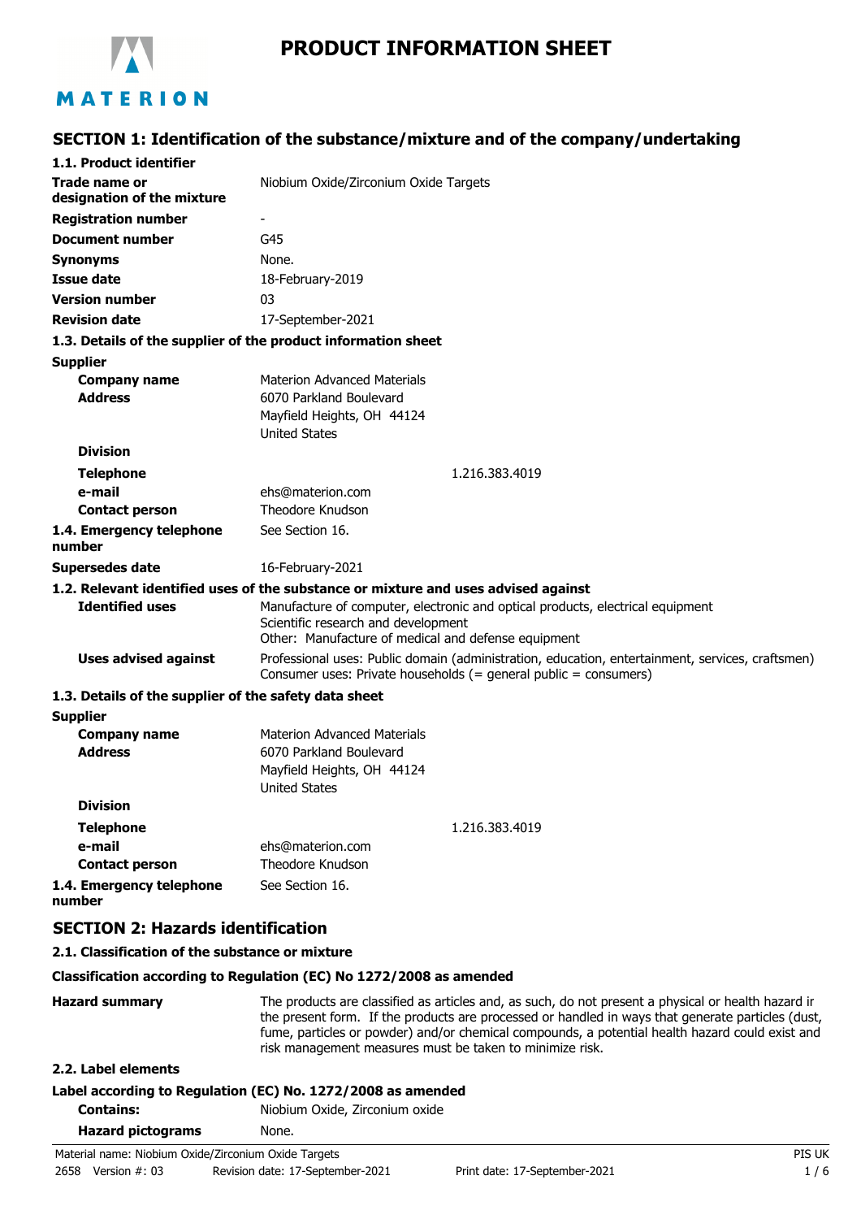# PRODUCT INFORMATION SHEET

## SECTION 1: Identification of the substance/mixture and of the company/undertaking

### 1.1. Product identifier

| | |
|---|---|
| **Trade name or designation of the mixture** | Niobium Oxide/Zirconium Oxide Targets |
| **Registration number** | - |
| **Document number** | G45 |
| **Synonyms** | None. |
| **Issue date** | 18-February-2019 |
| **Version number** | 03 |
| **Revision date** | 17-September-2021 |

### 1.3. Details of the supplier of the product information sheet

**Supplier**

| | |
|---|---|
| **Company name** | Materion Advanced Materials |
| **Address** | 6070 Parkland Boulevard<br>Mayfield Heights, OH 44124<br>United States |
| **Division** | |
| **Telephone** | 1.216.383.4019 |
| **e-mail** | ehs@materion.com |
| **Contact person** | Theodore Knudson |
| **1.4. Emergency telephone number** | See Section 16. |
| **Supersedes date** | 16-February-2021 |

### 1.2. Relevant identified uses of the substance or mixture and uses advised against

| | |
|---|---|
| **Identified uses** | Manufacture of computer, electronic and optical products, electrical equipment<br>Scientific research and development<br>Other: Manufacture of medical and defense equipment |
| **Uses advised against** | Professional uses: Public domain (administration, education, entertainment, services, craftsmen)<br>Consumer uses: Private households (= general public = consumers) |

### 1.3. Details of the supplier of the safety data sheet

**Supplier**

| | |
|---|---|
| **Company name** | Materion Advanced Materials |
| **Address** | 6070 Parkland Boulevard<br>Mayfield Heights, OH 44124<br>United States |
| **Division** | |
| **Telephone** | 1.216.383.4019 |
| **e-mail** | ehs@materion.com |
| **Contact person** | Theodore Knudson |
| **1.4. Emergency telephone number** | See Section 16. |

## SECTION 2: Hazards identification

### 2.1. Classification of the substance or mixture

**Classification according to Regulation (EC) No 1272/2008 as amended**

**Hazard summary** The products are classified as articles and, as such, do not present a physical or health hazard ir the present form. If the products are processed or handled in ways that generate particles (dust, fume, particles or powder) and/or chemical compounds, a potential health hazard could exist and risk management measures must be taken to minimize risk.

### 2.2. Label elements

**Label according to Regulation (EC) No. 1272/2008 as amended**

| | |
|---|---|
| **Contains:** | Niobium Oxide, Zirconium oxide |
| **Hazard pictograms** | None. |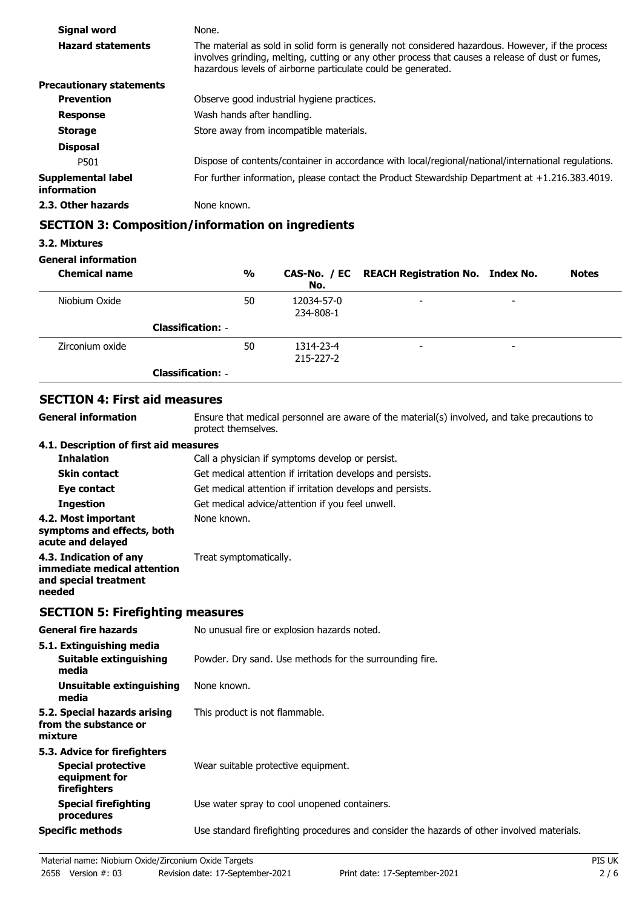| | |
|---|---|
| **Signal word** | None. |
| **Hazard statements** | The material as sold in solid form is generally not considered hazardous. However, if the process involves grinding, melting, cutting or any other process that causes a release of dust or fumes, hazardous levels of airborne particulate could be generated. |
| **Precautionary statements** | |
| **Prevention** | Observe good industrial hygiene practices. |
| **Response** | Wash hands after handling. |
| **Storage** | Store away from incompatible materials. |
| **Disposal** | |
| P501 | Dispose of contents/container in accordance with local/regional/national/international regulations. |
| **Supplemental label information** | For further information, please contact the Product Stewardship Department at +1.216.383.4019. |
| **2.3. Other hazards** | None known. |

## SECTION 3: Composition/information on ingredients

**3.2. Mixtures**

**General information**

| Chemical name | % | CAS-No. / EC No. | REACH Registration No. | Index No. | Notes |
|---|---|---|---|---|---|
| Niobium Oxide | 50 | 12034-57-0<br>234-808-1 | - | - | |
| **Classification:** - | | | | | |
| Zirconium oxide | 50 | 1314-23-4<br>215-227-2 | - | - | |
| **Classification:** - | | | | | |

## SECTION 4: First aid measures

| | |
|---|---|
| **General information** | Ensure that medical personnel are aware of the material(s) involved, and take precautions to protect themselves. |
| **4.1. Description of first aid measures** | |
| **Inhalation** | Call a physician if symptoms develop or persist. |
| **Skin contact** | Get medical attention if irritation develops and persists. |
| **Eye contact** | Get medical attention if irritation develops and persists. |
| **Ingestion** | Get medical advice/attention if you feel unwell. |
| **4.2. Most important symptoms and effects, both acute and delayed** | None known. |
| **4.3. Indication of any immediate medical attention and special treatment needed** | Treat symptomatically. |

## SECTION 5: Firefighting measures

| | |
|---|---|
| **General fire hazards** | No unusual fire or explosion hazards noted. |
| **5.1. Extinguishing media** | |
| **Suitable extinguishing media** | Powder. Dry sand. Use methods for the surrounding fire. |
| **Unsuitable extinguishing media** | None known. |
| **5.2. Special hazards arising from the substance or mixture** | This product is not flammable. |
| **5.3. Advice for firefighters** | |
| **Special protective equipment for firefighters** | Wear suitable protective equipment. |
| **Special firefighting procedures** | Use water spray to cool unopened containers. |
| **Specific methods** | Use standard firefighting procedures and consider the hazards of other involved materials. |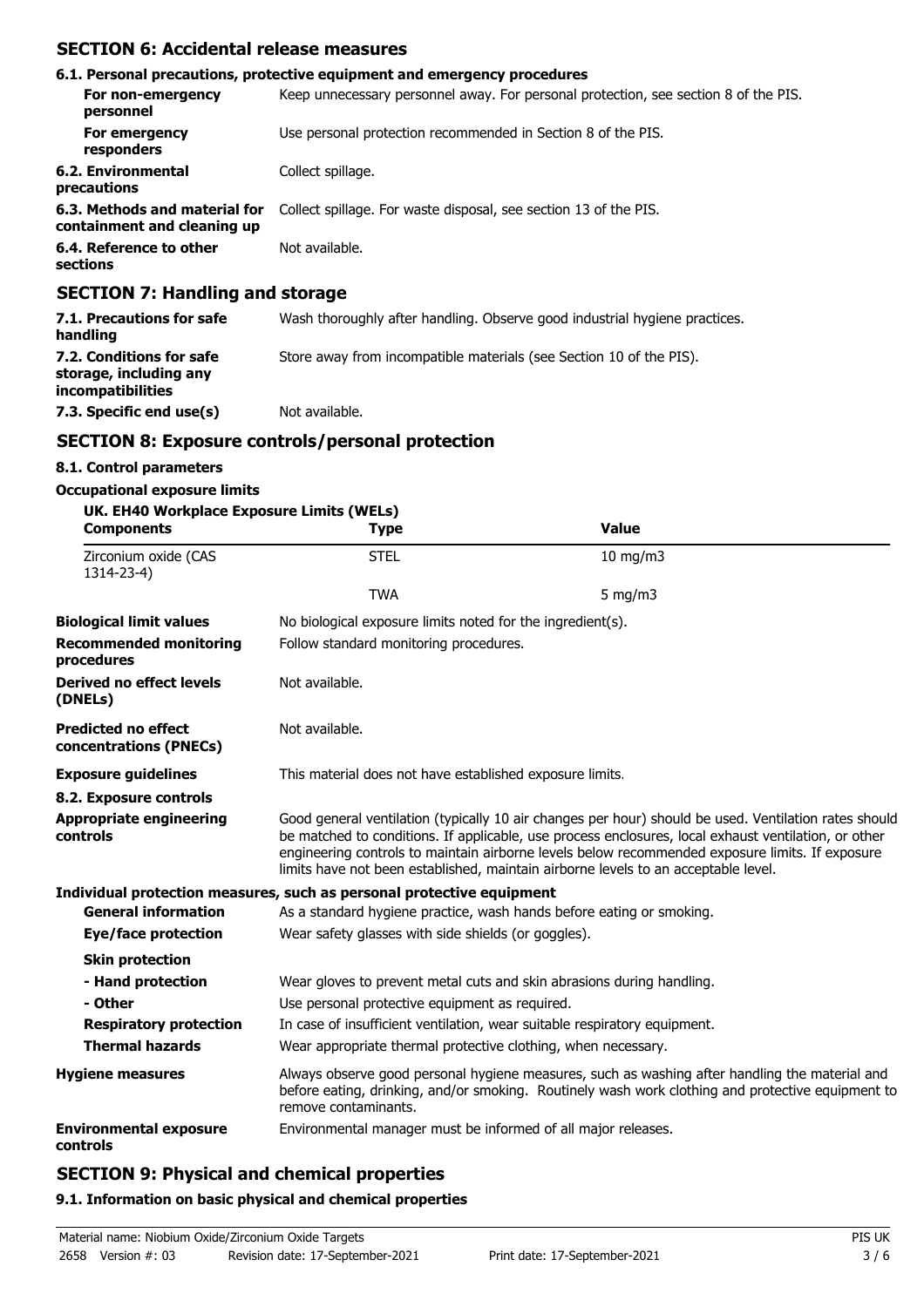## SECTION 6: Accidental release measures

### 6.1. Personal precautions, protective equipment and emergency procedures

| | |
|---|---|
| **For non-emergency personnel** | Keep unnecessary personnel away. For personal protection, see section 8 of the PIS. |
| **For emergency responders** | Use personal protection recommended in Section 8 of the PIS. |
| **6.2. Environmental precautions** | Collect spillage. |
| **6.3. Methods and material for containment and cleaning up** | Collect spillage. For waste disposal, see section 13 of the PIS. |
| **6.4. Reference to other sections** | Not available. |

## SECTION 7: Handling and storage

| | |
|---|---|
| **7.1. Precautions for safe handling** | Wash thoroughly after handling. Observe good industrial hygiene practices. |
| **7.2. Conditions for safe storage, including any incompatibilities** | Store away from incompatible materials (see Section 10 of the PIS). |
| **7.3. Specific end use(s)** | Not available. |

## SECTION 8: Exposure controls/personal protection

### 8.1. Control parameters

**Occupational exposure limits**

**UK. EH40 Workplace Exposure Limits (WELs)**

| Components | Type | Value |
|---|---|---|
| Zirconium oxide (CAS 1314-23-4) | STEL | 10 mg/m3 |
| | TWA | 5 mg/m3 |

| | |
|---|---|
| **Biological limit values** | No biological exposure limits noted for the ingredient(s). |
| **Recommended monitoring procedures** | Follow standard monitoring procedures. |
| **Derived no effect levels (DNELs)** | Not available. |
| **Predicted no effect concentrations (PNECs)** | Not available. |
| **Exposure guidelines** | This material does not have established exposure limits. |

### 8.2. Exposure controls

| | |
|---|---|
| **Appropriate engineering controls** | Good general ventilation (typically 10 air changes per hour) should be used. Ventilation rates should be matched to conditions. If applicable, use process enclosures, local exhaust ventilation, or other engineering controls to maintain airborne levels below recommended exposure limits. If exposure limits have not been established, maintain airborne levels to an acceptable level. |

**Individual protection measures, such as personal protective equipment**

| | |
|---|---|
| **General information** | As a standard hygiene practice, wash hands before eating or smoking. |
| **Eye/face protection** | Wear safety glasses with side shields (or goggles). |
| **Skin protection** | |
| **- Hand protection** | Wear gloves to prevent metal cuts and skin abrasions during handling. |
| **- Other** | Use personal protective equipment as required. |
| **Respiratory protection** | In case of insufficient ventilation, wear suitable respiratory equipment. |
| **Thermal hazards** | Wear appropriate thermal protective clothing, when necessary. |
| **Hygiene measures** | Always observe good personal hygiene measures, such as washing after handling the material and before eating, drinking, and/or smoking. Routinely wash work clothing and protective equipment to remove contaminants. |
| **Environmental exposure controls** | Environmental manager must be informed of all major releases. |

## SECTION 9: Physical and chemical properties

### 9.1. Information on basic physical and chemical properties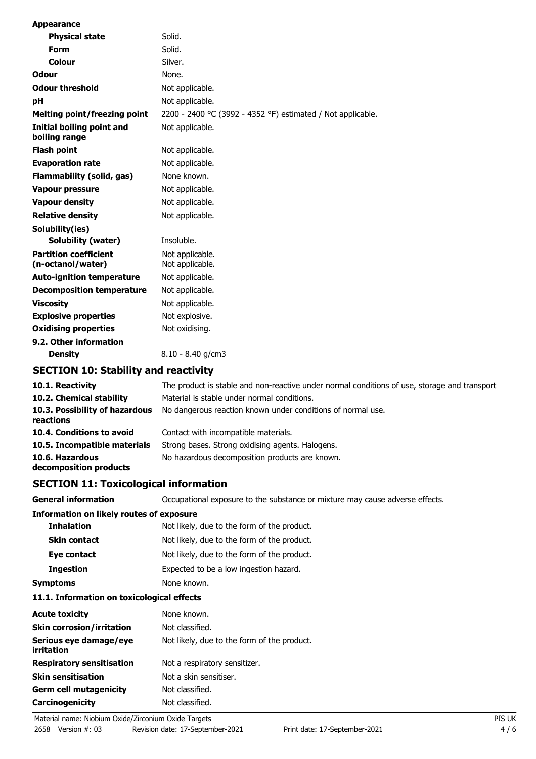| | |
|---|---|
| **Appearance** | |
| **Physical state** | Solid. |
| **Form** | Solid. |
| **Colour** | Silver. |
| **Odour** | None. |
| **Odour threshold** | Not applicable. |
| **pH** | Not applicable. |
| **Melting point/freezing point** | 2200 - 2400 °C (3992 - 4352 °F) estimated / Not applicable. |
| **Initial boiling point and boiling range** | Not applicable. |
| **Flash point** | Not applicable. |
| **Evaporation rate** | Not applicable. |
| **Flammability (solid, gas)** | None known. |
| **Vapour pressure** | Not applicable. |
| **Vapour density** | Not applicable. |
| **Relative density** | Not applicable. |
| **Solubility(ies)** | |
| **Solubility (water)** | Insoluble. |
| **Partition coefficient (n-octanol/water)** | Not applicable.<br>Not applicable. |
| **Auto-ignition temperature** | Not applicable. |
| **Decomposition temperature** | Not applicable. |
| **Viscosity** | Not applicable. |
| **Explosive properties** | Not explosive. |
| **Oxidising properties** | Not oxidising. |
| **9.2. Other information** | |
| **Density** | 8.10 - 8.40 g/cm3 |

## SECTION 10: Stability and reactivity

| | |
|---|---|
| **10.1. Reactivity** | The product is stable and non-reactive under normal conditions of use, storage and transport. |
| **10.2. Chemical stability** | Material is stable under normal conditions. |
| **10.3. Possibility of hazardous reactions** | No dangerous reaction known under conditions of normal use. |
| **10.4. Conditions to avoid** | Contact with incompatible materials. |
| **10.5. Incompatible materials** | Strong bases. Strong oxidising agents. Halogens. |
| **10.6. Hazardous decomposition products** | No hazardous decomposition products are known. |

## SECTION 11: Toxicological information

| | |
|---|---|
| **General information** | Occupational exposure to the substance or mixture may cause adverse effects. |
| **Information on likely routes of exposure** | |
| **Inhalation** | Not likely, due to the form of the product. |
| **Skin contact** | Not likely, due to the form of the product. |
| **Eye contact** | Not likely, due to the form of the product. |
| **Ingestion** | Expected to be a low ingestion hazard. |
| **Symptoms** | None known. |
| **11.1. Information on toxicological effects** | |
| **Acute toxicity** | None known. |
| **Skin corrosion/irritation** | Not classified. |
| **Serious eye damage/eye irritation** | Not likely, due to the form of the product. |
| **Respiratory sensitisation** | Not a respiratory sensitizer. |
| **Skin sensitisation** | Not a skin sensitiser. |
| **Germ cell mutagenicity** | Not classified. |
| **Carcinogenicity** | Not classified. |

Material name: Niobium Oxide/Zirconium Oxide Targets
2658 Version #: 03 Revision date: 17-September-2021 Print date: 17-September-2021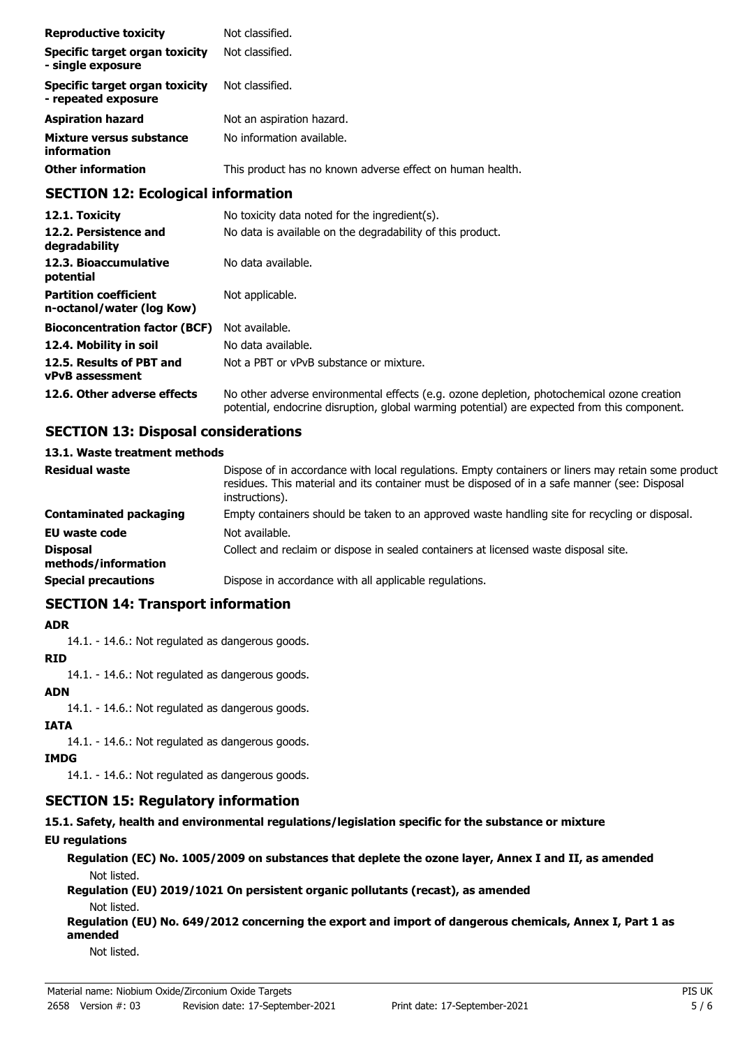| | |
|---|---|
| **Reproductive toxicity** | Not classified. |
| **Specific target organ toxicity - single exposure** | Not classified. |
| **Specific target organ toxicity - repeated exposure** | Not classified. |
| **Aspiration hazard** | Not an aspiration hazard. |
| **Mixture versus substance information** | No information available. |
| **Other information** | This product has no known adverse effect on human health. |

## SECTION 12: Ecological information

| | |
|---|---|
| **12.1. Toxicity** | No toxicity data noted for the ingredient(s). |
| **12.2. Persistence and degradability** | No data is available on the degradability of this product. |
| **12.3. Bioaccumulative potential** | No data available. |
| **Partition coefficient n-octanol/water (log Kow)** | Not applicable. |
| **Bioconcentration factor (BCF)** | Not available. |
| **12.4. Mobility in soil** | No data available. |
| **12.5. Results of PBT and vPvB assessment** | Not a PBT or vPvB substance or mixture. |
| **12.6. Other adverse effects** | No other adverse environmental effects (e.g. ozone depletion, photochemical ozone creation potential, endocrine disruption, global warming potential) are expected from this component. |

## SECTION 13: Disposal considerations

### 13.1. Waste treatment methods

| | |
|---|---|
| **Residual waste** | Dispose of in accordance with local regulations. Empty containers or liners may retain some product residues. This material and its container must be disposed of in a safe manner (see: Disposal instructions). |
| **Contaminated packaging** | Empty containers should be taken to an approved waste handling site for recycling or disposal. |
| **EU waste code** | Not available. |
| **Disposal methods/information** | Collect and reclaim or dispose in sealed containers at licensed waste disposal site. |
| **Special precautions** | Dispose in accordance with all applicable regulations. |

## SECTION 14: Transport information

**ADR**

14.1. - 14.6.: Not regulated as dangerous goods.

**RID**

14.1. - 14.6.: Not regulated as dangerous goods.

**ADN**

14.1. - 14.6.: Not regulated as dangerous goods.

**IATA**

14.1. - 14.6.: Not regulated as dangerous goods.

**IMDG**

14.1. - 14.6.: Not regulated as dangerous goods.

## SECTION 15: Regulatory information

### 15.1. Safety, health and environmental regulations/legislation specific for the substance or mixture

**EU regulations**

**Regulation (EC) No. 1005/2009 on substances that deplete the ozone layer, Annex I and II, as amended**

Not listed.

**Regulation (EU) 2019/1021 On persistent organic pollutants (recast), as amended**

Not listed.

**Regulation (EU) No. 649/2012 concerning the export and import of dangerous chemicals, Annex I, Part 1 as amended**

Not listed.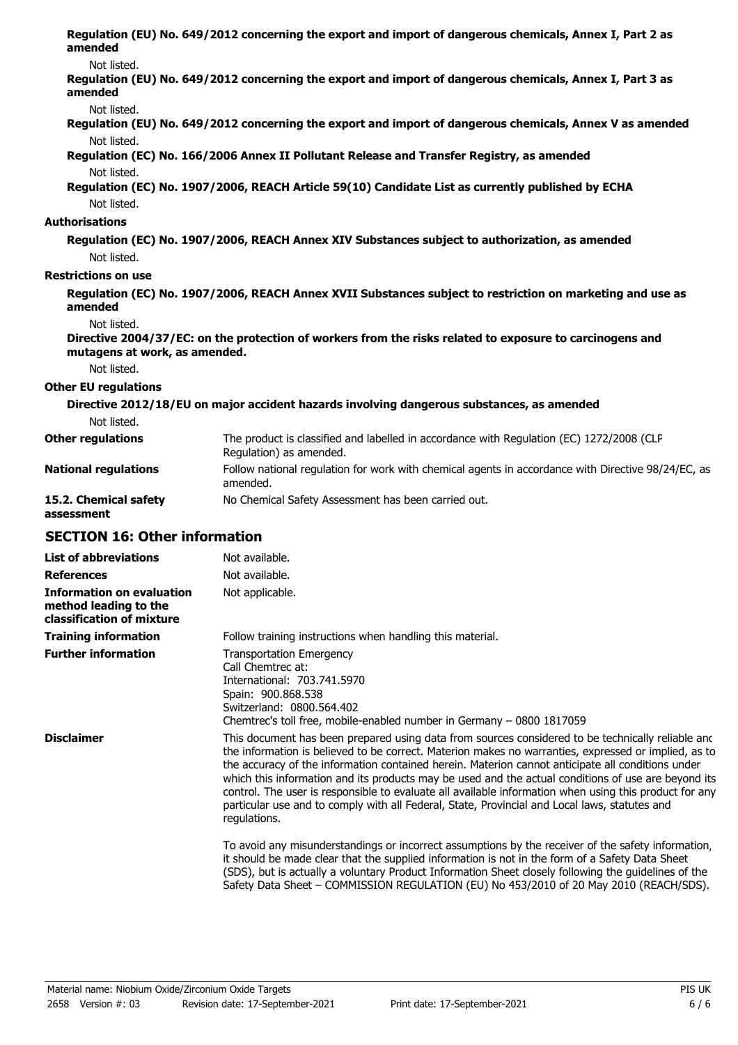**Regulation (EU) No. 649/2012 concerning the export and import of dangerous chemicals, Annex I, Part 2 as amended**

Not listed.

**Regulation (EU) No. 649/2012 concerning the export and import of dangerous chemicals, Annex I, Part 3 as amended**

Not listed.

**Regulation (EU) No. 649/2012 concerning the export and import of dangerous chemicals, Annex V as amended**

Not listed.

**Regulation (EC) No. 166/2006 Annex II Pollutant Release and Transfer Registry, as amended**

Not listed.

**Regulation (EC) No. 1907/2006, REACH Article 59(10) Candidate List as currently published by ECHA**

Not listed.

**Authorisations**

**Regulation (EC) No. 1907/2006, REACH Annex XIV Substances subject to authorization, as amended**

Not listed.

**Restrictions on use**

**Regulation (EC) No. 1907/2006, REACH Annex XVII Substances subject to restriction on marketing and use as amended**

Not listed.

**Directive 2004/37/EC: on the protection of workers from the risks related to exposure to carcinogens and mutagens at work, as amended.**

Not listed.

**Other EU regulations**

**Directive 2012/18/EU on major accident hazards involving dangerous substances, as amended**

Not listed.

| | |
|---|---|
| **Other regulations** | The product is classified and labelled in accordance with Regulation (EC) 1272/2008 (CLP Regulation) as amended. |
| **National regulations** | Follow national regulation for work with chemical agents in accordance with Directive 98/24/EC, as amended. |
| **15.2. Chemical safety assessment** | No Chemical Safety Assessment has been carried out. |

## SECTION 16: Other information

| | |
|---|---|
| **List of abbreviations** | Not available. |
| **References** | Not available. |
| **Information on evaluation method leading to the classification of mixture** | Not applicable. |
| **Training information** | Follow training instructions when handling this material. |
| **Further information** | Transportation Emergency<br>Call Chemtrec at:<br>International: 703.741.5970<br>Spain: 900.868.538<br>Switzerland: 0800.564.402<br>Chemtrec's toll free, mobile-enabled number in Germany – 0800 1817059 |
| **Disclaimer** | This document has been prepared using data from sources considered to be technically reliable and the information is believed to be correct. Materion makes no warranties, expressed or implied, as to the accuracy of the information contained herein. Materion cannot anticipate all conditions under which this information and its products may be used and the actual conditions of use are beyond its control. The user is responsible to evaluate all available information when using this product for any particular use and to comply with all Federal, State, Provincial and Local laws, statutes and regulations.<br><br>To avoid any misunderstandings or incorrect assumptions by the receiver of the safety information, it should be made clear that the supplied information is not in the form of a Safety Data Sheet (SDS), but is actually a voluntary Product Information Sheet closely following the guidelines of the Safety Data Sheet – COMMISSION REGULATION (EU) No 453/2010 of 20 May 2010 (REACH/SDS). |